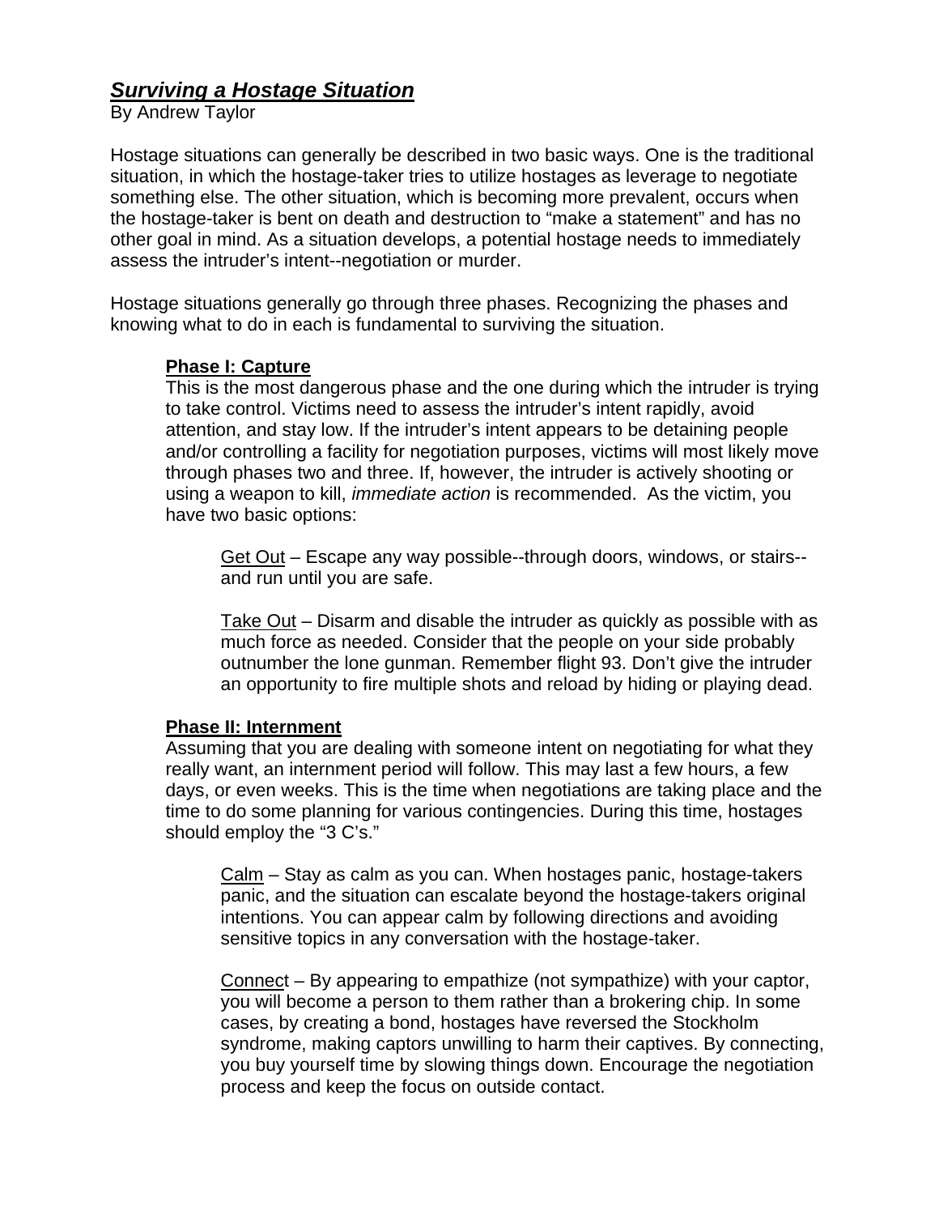# ***Surviving a Hostage Situation***

By Andrew Taylor

Hostage situations can generally be described in two basic ways. One is the traditional situation, in which the hostage-taker tries to utilize hostages as leverage to negotiate something else. The other situation, which is becoming more prevalent, occurs when the hostage-taker is bent on death and destruction to "make a statement" and has no other goal in mind. As a situation develops, a potential hostage needs to immediately assess the intruder's intent--negotiation or murder.

Hostage situations generally go through three phases. Recognizing the phases and knowing what to do in each is fundamental to surviving the situation.

## Phase I: Capture

This is the most dangerous phase and the one during which the intruder is trying to take control. Victims need to assess the intruder's intent rapidly, avoid attention, and stay low. If the intruder's intent appears to be detaining people and/or controlling a facility for negotiation purposes, victims will most likely move through phases two and three. If, however, the intruder is actively shooting or using a weapon to kill, *immediate action* is recommended. As the victim, you have two basic options:

Get Out – Escape any way possible--through doors, windows, or stairs--and run until you are safe.

Take Out – Disarm and disable the intruder as quickly as possible with as much force as needed. Consider that the people on your side probably outnumber the lone gunman. Remember flight 93. Don't give the intruder an opportunity to fire multiple shots and reload by hiding or playing dead.

## Phase II: Internment

Assuming that you are dealing with someone intent on negotiating for what they really want, an internment period will follow. This may last a few hours, a few days, or even weeks. This is the time when negotiations are taking place and the time to do some planning for various contingencies. During this time, hostages should employ the "3 C's."

Calm – Stay as calm as you can. When hostages panic, hostage-takers panic, and the situation can escalate beyond the hostage-takers original intentions. You can appear calm by following directions and avoiding sensitive topics in any conversation with the hostage-taker.

Connect – By appearing to empathize (not sympathize) with your captor, you will become a person to them rather than a brokering chip. In some cases, by creating a bond, hostages have reversed the Stockholm syndrome, making captors unwilling to harm their captives. By connecting, you buy yourself time by slowing things down. Encourage the negotiation process and keep the focus on outside contact.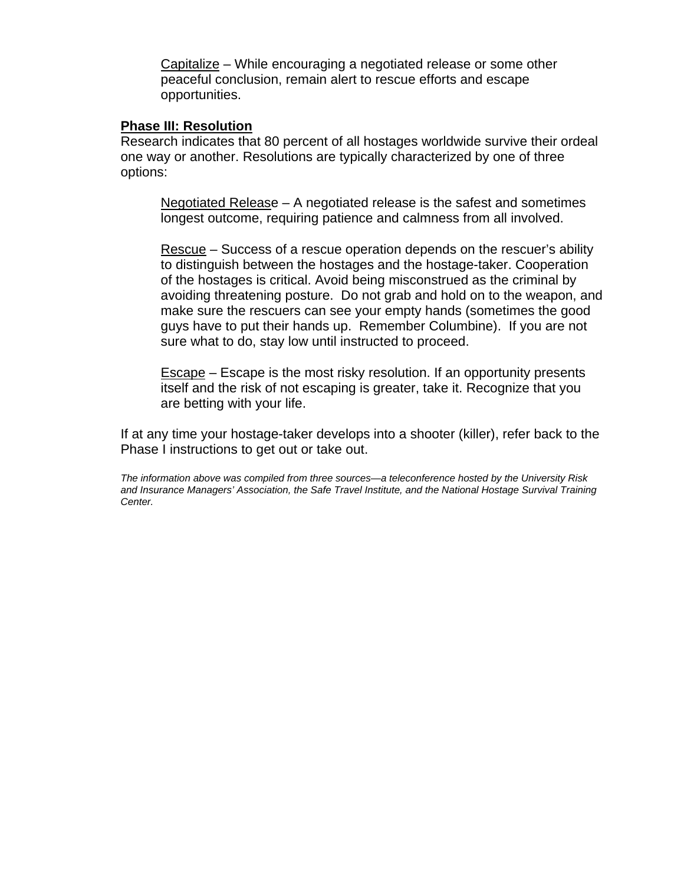Capitalize – While encouraging a negotiated release or some other peaceful conclusion, remain alert to rescue efforts and escape opportunities.

## Phase III: Resolution

Research indicates that 80 percent of all hostages worldwide survive their ordeal one way or another. Resolutions are typically characterized by one of three options:

Negotiated Release – A negotiated release is the safest and sometimes longest outcome, requiring patience and calmness from all involved.

Rescue – Success of a rescue operation depends on the rescuer's ability to distinguish between the hostages and the hostage-taker. Cooperation of the hostages is critical. Avoid being misconstrued as the criminal by avoiding threatening posture. Do not grab and hold on to the weapon, and make sure the rescuers can see your empty hands (sometimes the good guys have to put their hands up. Remember Columbine). If you are not sure what to do, stay low until instructed to proceed.

Escape – Escape is the most risky resolution. If an opportunity presents itself and the risk of not escaping is greater, take it. Recognize that you are betting with your life.

If at any time your hostage-taker develops into a shooter (killer), refer back to the Phase I instructions to get out or take out.

*The information above was compiled from three sources—a teleconference hosted by the University Risk and Insurance Managers' Association, the Safe Travel Institute, and the National Hostage Survival Training Center.*